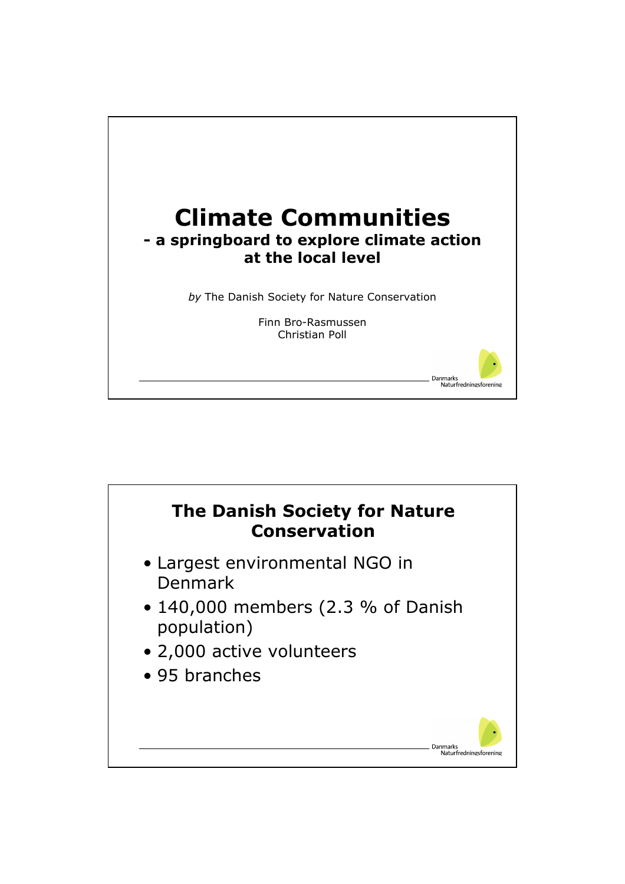# Climate Communities

## - a springboard to explore climate action at the local level

*by* The Danish Society for Nature Conservation

Finn Bro-Rasmussen
Christian Poll

Danmarks Naturfredningsforening

## The Danish Society for Nature Conservation

- Largest environmental NGO in Denmark
- 140,000 members (2.3 % of Danish population)
- 2,000 active volunteers
- 95 branches

Danmarks Naturfredningsforening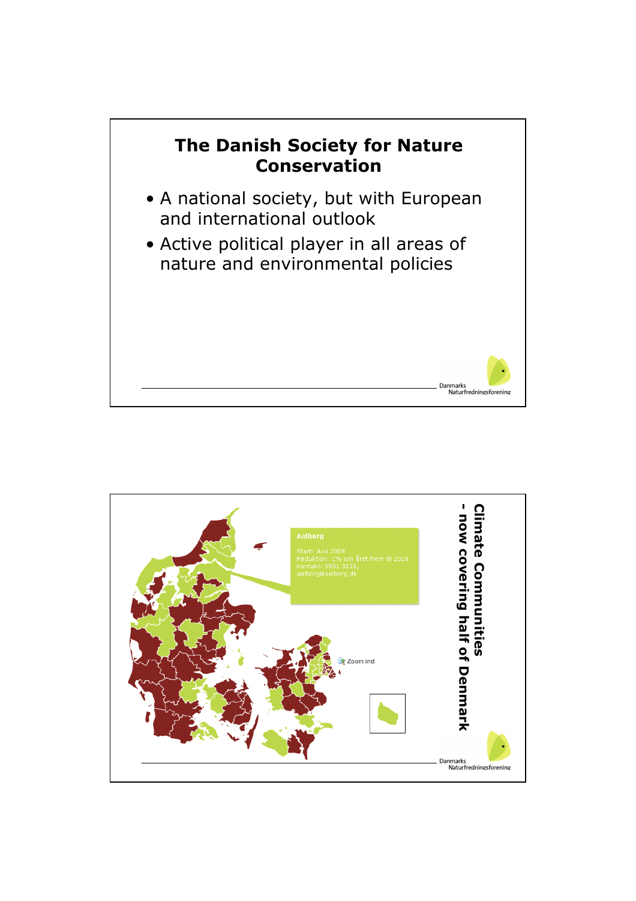# The Danish Society for Nature Conservation

- A national society, but with European and international outlook
- Active political player in all areas of nature and environmental policies

Danmarks Naturfredningsforening

---

# Climate Communities - now covering half of Denmark

Aalborg

Start: Juni 2009
Reduktion: 2% om året frem til 2020
Kontakt: 9931 3131,
aalborg@aalborg.dk

Zoom ind

Danmarks Naturfredningsforening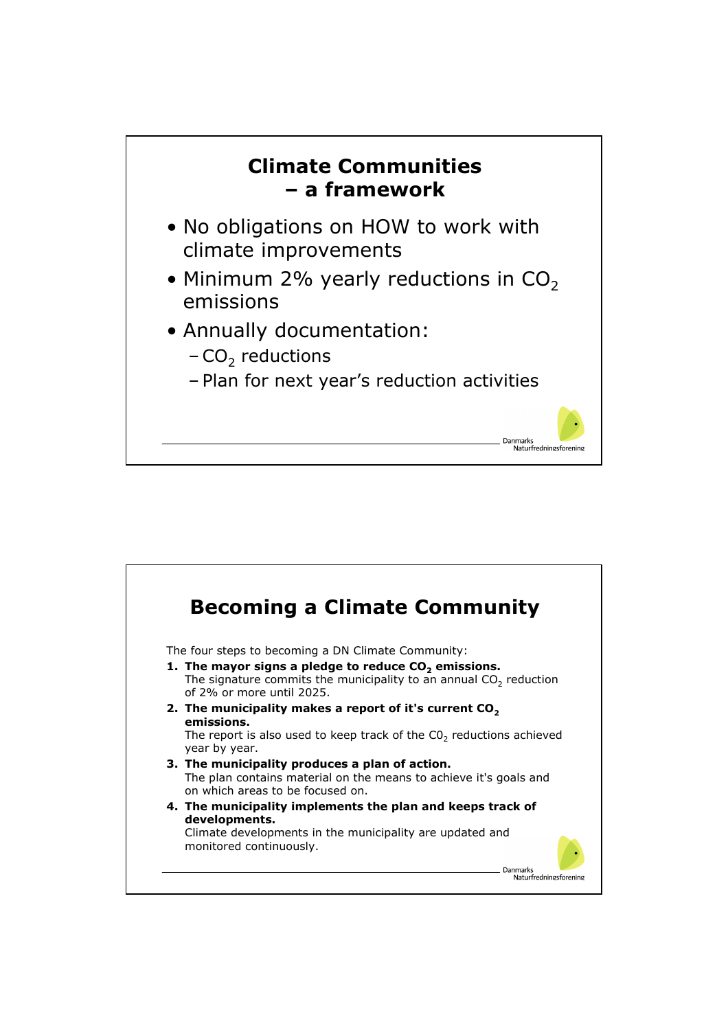## Climate Communities – a framework

- No obligations on HOW to work with climate improvements
- Minimum 2% yearly reductions in $CO_2$ emissions
- Annually documentation:
  - $CO_2$ reductions
  - Plan for next year's reduction activities

Danmarks Naturfredningsforening

## Becoming a Climate Community

The four steps to becoming a DN Climate Community:

1. **The mayor signs a pledge to reduce $CO_2$ emissions.**
   The signature commits the municipality to an annual $CO_2$ reduction of 2% or more until 2025.
2. **The municipality makes a report of it's current $CO_2$ emissions.**
   The report is also used to keep track of the $C0_2$ reductions achieved year by year.
3. **The municipality produces a plan of action.**
   The plan contains material on the means to achieve it's goals and on which areas to be focused on.
4. **The municipality implements the plan and keeps track of developments.**
   Climate developments in the municipality are updated and monitored continuously.

Danmarks Naturfredningsforening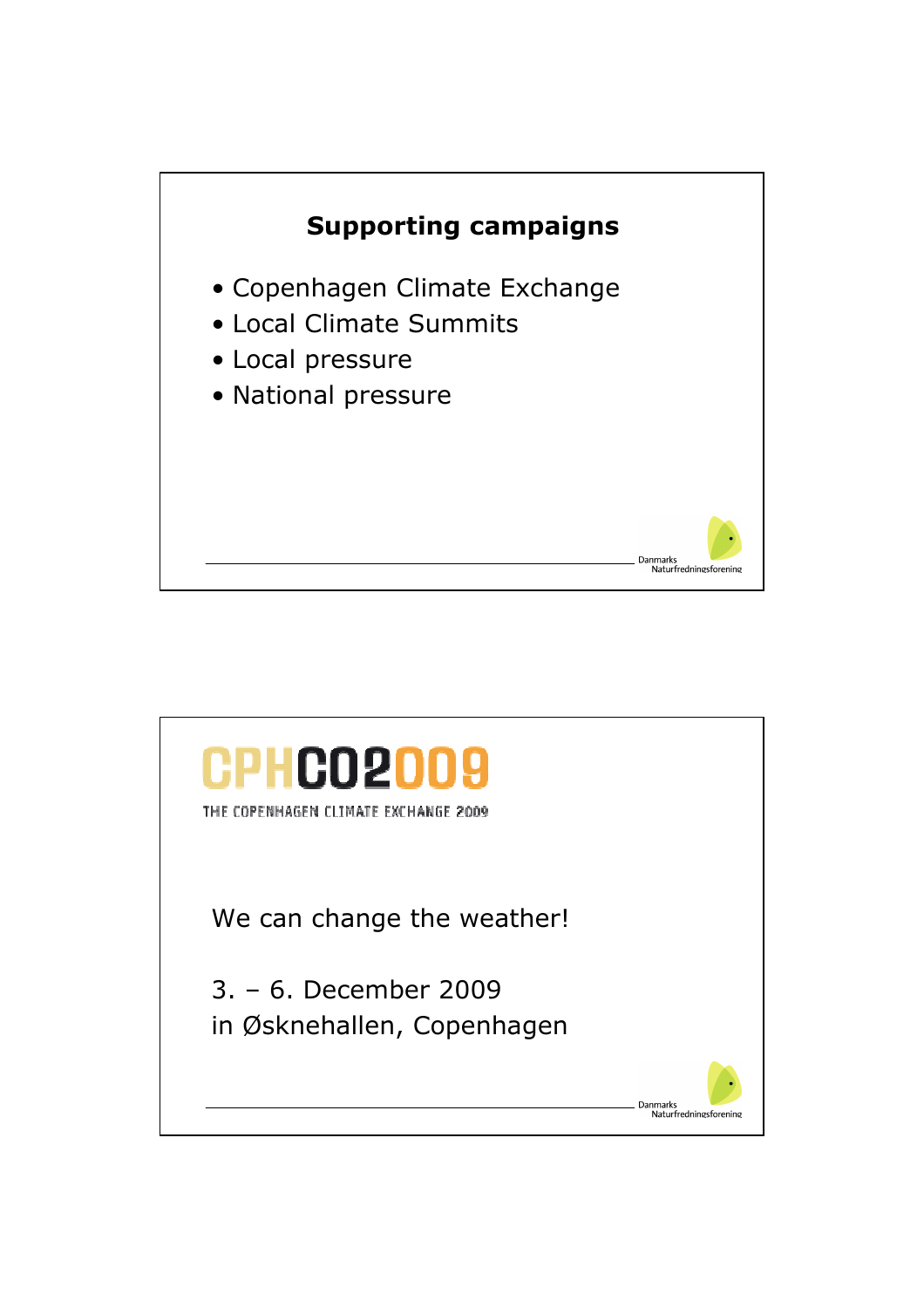## Supporting campaigns

- Copenhagen Climate Exchange
- Local Climate Summits
- Local pressure
- National pressure

Danmarks Naturfredningsforening

---

# CPHCO2009

THE COPENHAGEN CLIMATE EXCHANGE 2009

We can change the weather!

3. – 6. December 2009
in Øsknehallen, Copenhagen

Danmarks Naturfredningsforening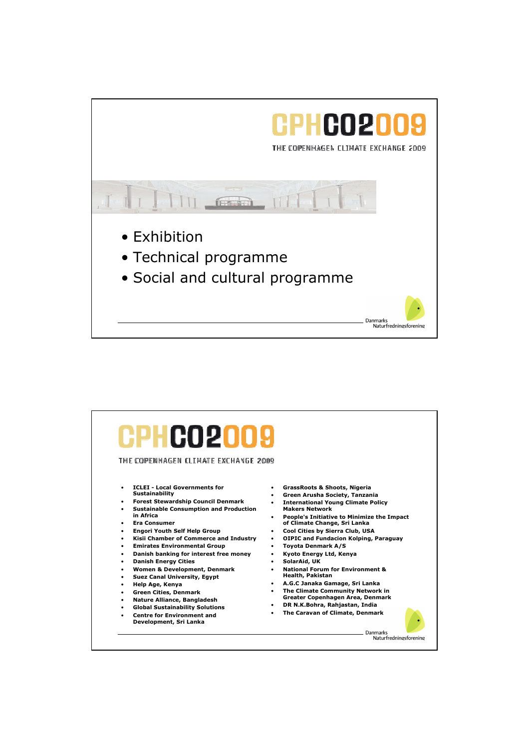# CPHCO2009

THE COPENHAGEN CLIMATE EXCHANGE 2009

- Exhibition
- Technical programme
- Social and cultural programme

Danmarks Naturfredningsforening

# CPHCO2009

THE COPENHAGEN CLIMATE EXCHANGE 2009

- **ICLEI - Local Governments for Sustainability**
- **Forest Stewardship Council Denmark**
- **Sustainable Consumption and Production in Africa**
- **Era Consumer**
- **Engori Youth Self Help Group**
- **Kisii Chamber of Commerce and Industry**
- **Emirates Environmental Group**
- **Danish banking for interest free money**
- **Danish Energy Cities**
- **Women & Development, Denmark**
- **Suez Canal University, Egypt**
- **Help Age, Kenya**
- **Green Cities, Denmark**
- **Nature Alliance, Bangladesh**
- **Global Sustainability Solutions**
- **Centre for Environment and Development, Sri Lanka**
- **GrassRoots & Shoots, Nigeria**
- **Green Arusha Society, Tanzania**
- **International Young Climate Policy Makers Network**
- **People's Initiative to Minimize the Impact of Climate Change, Sri Lanka**
- **Cool Cities by Sierra Club, USA**
- **OIPIC and Fundacion Kolping, Paraguay**
- **Toyota Denmark A/S**
- **Kyoto Energy Ltd, Kenya**
- **SolarAid, UK**
- **National Forum for Environment & Health, Pakistan**
- **A.G.C Janaka Gamage, Sri Lanka**
- **The Climate Community Network in Greater Copenhagen Area, Denmark**
- **DR N.K.Bohra, Rahjastan, India**
- **The Caravan of Climate, Denmark**

Danmarks Naturfredningsforening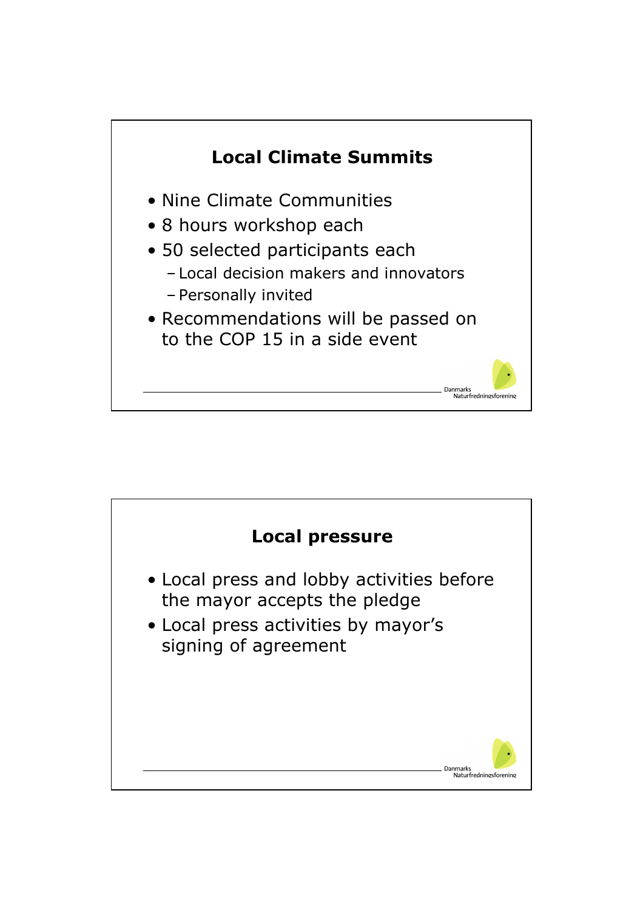## Local Climate Summits

- Nine Climate Communities
- 8 hours workshop each
- 50 selected participants each
  - Local decision makers and innovators
  - Personally invited
- Recommendations will be passed on to the COP 15 in a side event

Danmarks Naturfredningsforening

## Local pressure

- Local press and lobby activities before the mayor accepts the pledge
- Local press activities by mayor's signing of agreement

Danmarks Naturfredningsforening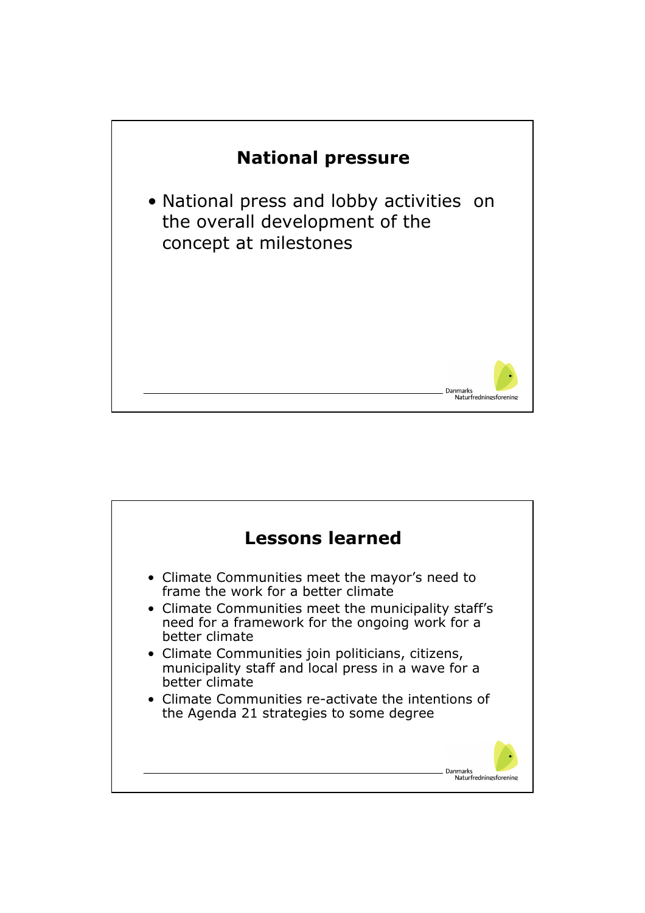## National pressure

- National press and lobby activities on the overall development of the concept at milestones

## Lessons learned

- Climate Communities meet the mayor's need to frame the work for a better climate
- Climate Communities meet the municipality staff's need for a framework for the ongoing work for a better climate
- Climate Communities join politicians, citizens, municipality staff and local press in a wave for a better climate
- Climate Communities re-activate the intentions of the Agenda 21 strategies to some degree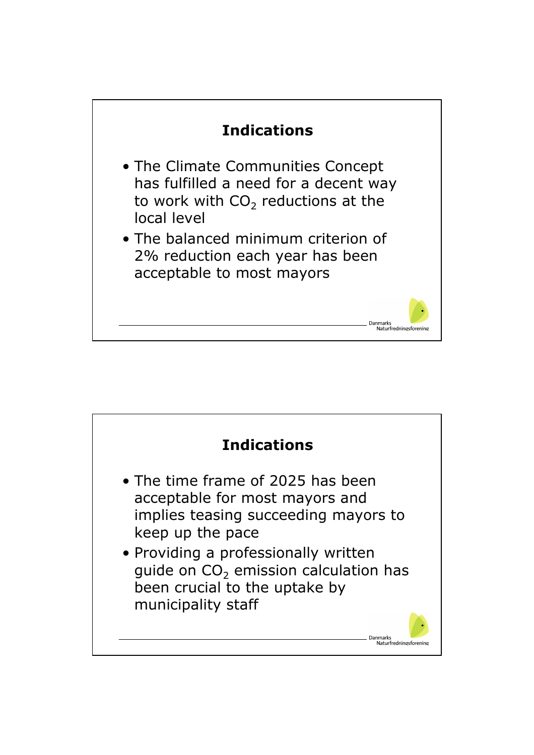## Indications

- The Climate Communities Concept has fulfilled a need for a decent way to work with $CO_2$ reductions at the local level
- The balanced minimum criterion of 2% reduction each year has been acceptable to most mayors

## Indications

- The time frame of 2025 has been acceptable for most mayors and implies teasing succeeding mayors to keep up the pace
- Providing a professionally written guide on $CO_2$ emission calculation has been crucial to the uptake by municipality staff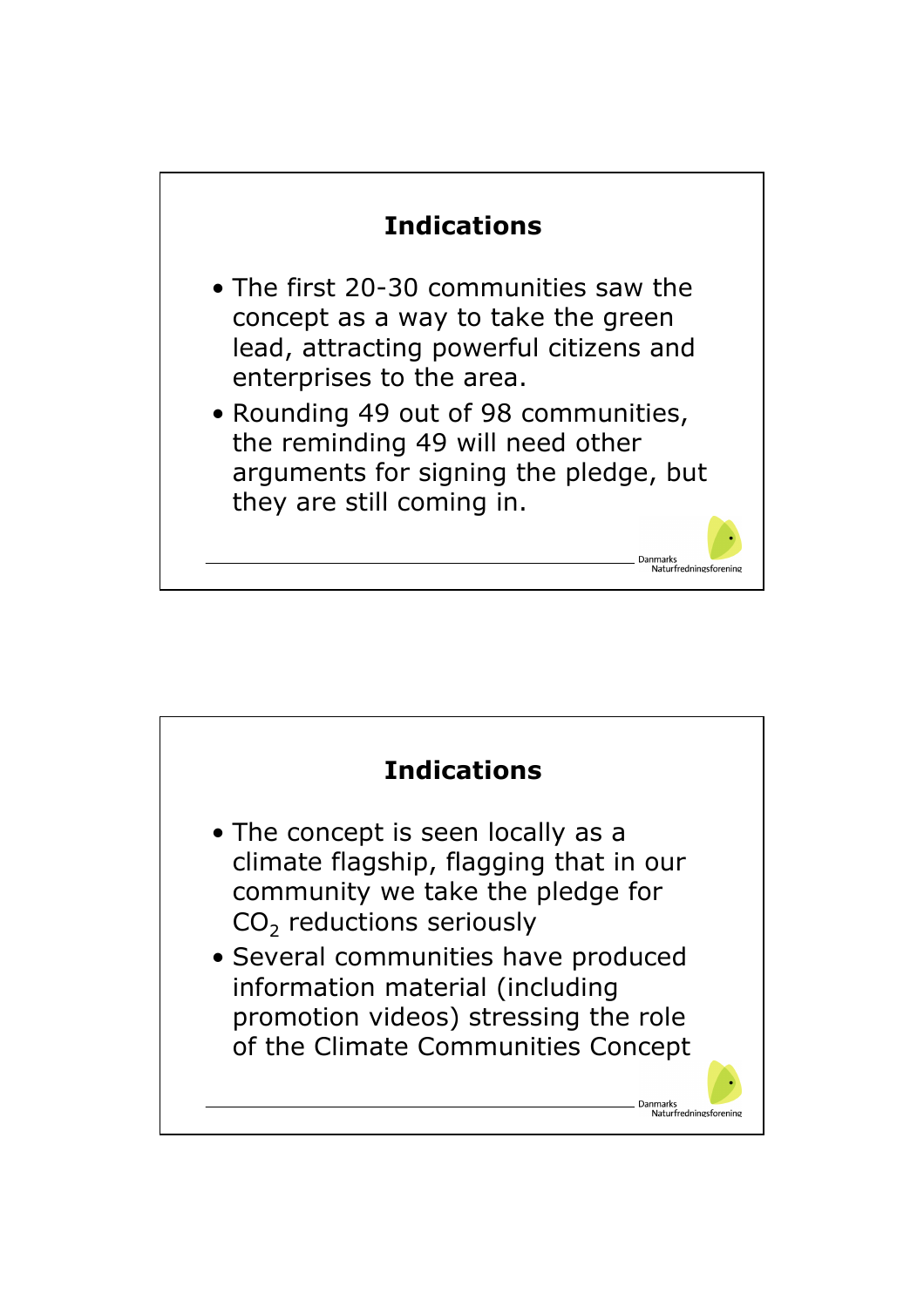## Indications

- The first 20-30 communities saw the concept as a way to take the green lead, attracting powerful citizens and enterprises to the area.
- Rounding 49 out of 98 communities, the reminding 49 will need other arguments for signing the pledge, but they are still coming in.

## Indications

- The concept is seen locally as a climate flagship, flagging that in our community we take the pledge for $CO_2$ reductions seriously
- Several communities have produced information material (including promotion videos) stressing the role of the Climate Communities Concept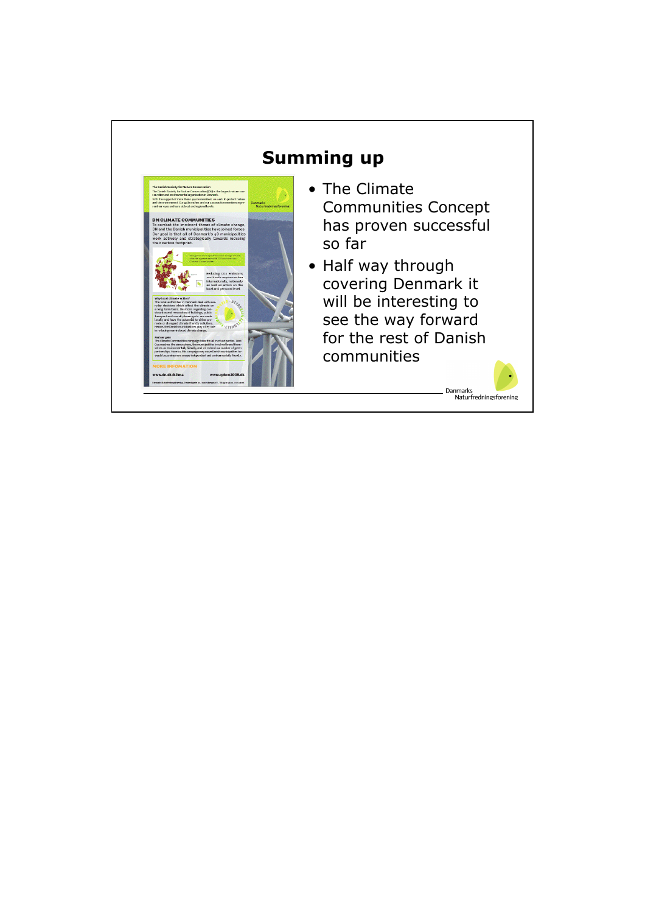## Summing up

- The Climate Communities Concept has proven successful so far
- Half way through covering Denmark it will be interesting to see the way forward for the rest of Danish communities

Danmarks Naturfredningsforening